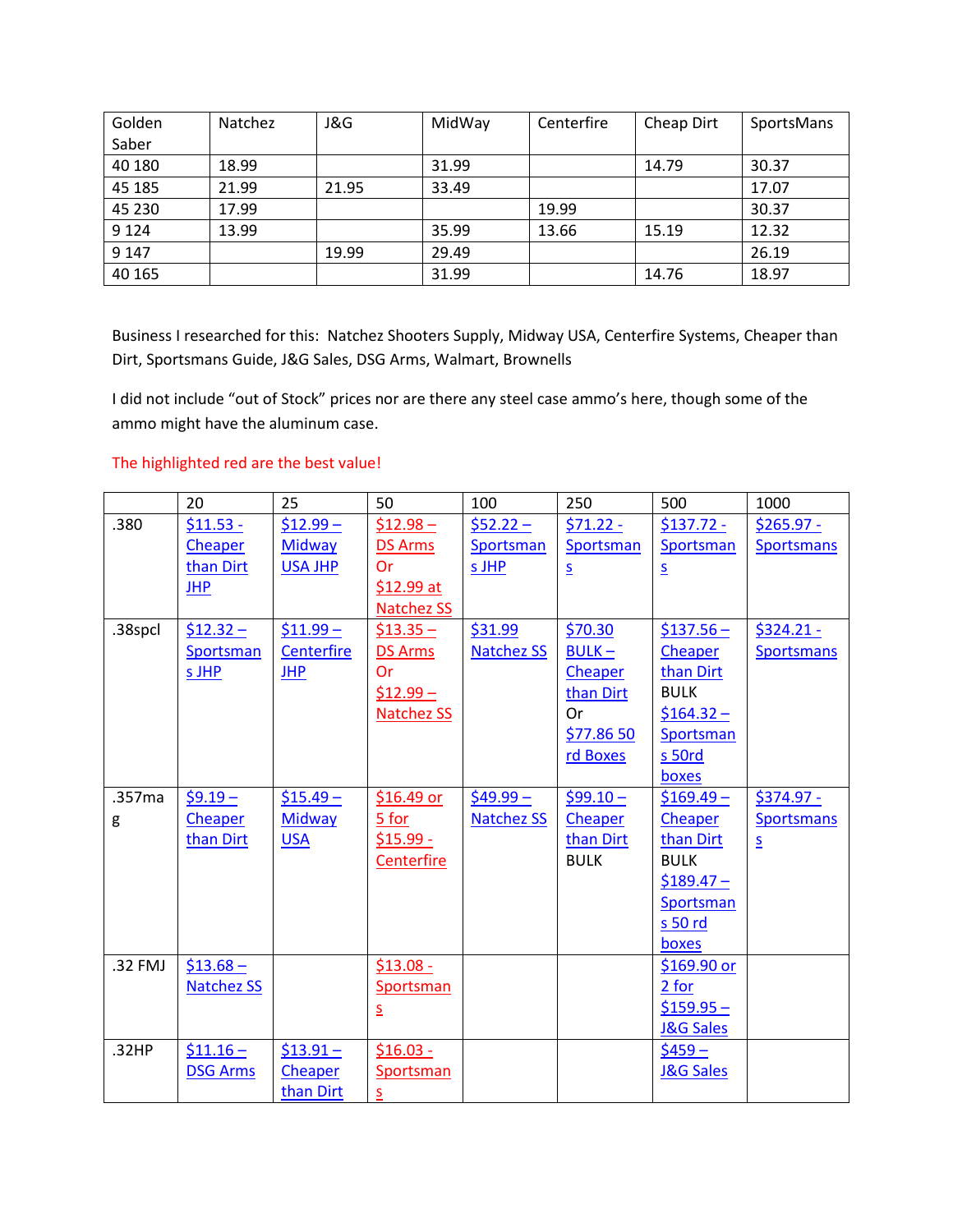| Golden Saber | Natchez | J&G | MidWay | Centerfire | Cheap Dirt | SportsMans |
|---|---|---|---|---|---|---|
| 40 180 | 18.99 | | 31.99 | | 14.79 | 30.37 |
| 45 185 | 21.99 | 21.95 | 33.49 | | | 17.07 |
| 45 230 | 17.99 | | | 19.99 | | 30.37 |
| 9 124 | 13.99 | | 35.99 | 13.66 | 15.19 | 12.32 |
| 9 147 | | 19.99 | 29.49 | | | 26.19 |
| 40 165 | | | 31.99 | | 14.76 | 18.97 |

Business I researched for this: Natchez Shooters Supply, Midway USA, Centerfire Systems, Cheaper than Dirt, Sportsmans Guide, J&G Sales, DSG Arms, Walmart, Brownells

I did not include "out of Stock" prices nor are there any steel case ammo's here, though some of the ammo might have the aluminum case.

The highlighted red are the best value!

| | 20 | 25 | 50 | 100 | 250 | 500 | 1000 |
|---|---|---|---|---|---|---|---|
| .380 | $11.53 - Cheaper than Dirt JHP | $12.99 – Midway USA JHP | $12.98 – DS Arms Or $12.99 at Natchez SS | $52.22 – Sportsmans JHP | $71.22 - Sportsmans | $137.72 - Sportsmans | $265.97 - Sportsmans |
| .38spcl | $12.32 – Sportsmans JHP | $11.99 – Centerfire JHP | $13.35 – DS Arms Or $12.99 – Natchez SS | $31.99 Natchez SS | $70.30 BULK – Cheaper than Dirt Or $77.86 50 rd Boxes | $137.56 – Cheaper than Dirt BULK $164.32 – Sportsmans 50rd boxes | $324.21 - Sportsmans |
| .357mag | $9.19 – Cheaper than Dirt | $15.49 – Midway USA | $16.49 or 5 for $15.99 - Centerfire | $49.99 – Natchez SS | $99.10 – Cheaper than Dirt BULK | $169.49 – Cheaper than Dirt BULK $189.47 – Sportsmans 50 rd boxes | $374.97 - Sportsmans |
| .32 FMJ | $13.68 – Natchez SS | | $13.08 - Sportsmans | | | $169.90 or 2 for $159.95 – J&G Sales | |
| .32HP | $11.16 – DSG Arms | $13.91 – Cheaper than Dirt | $16.03 - Sportsmans | | | $459 – J&G Sales | |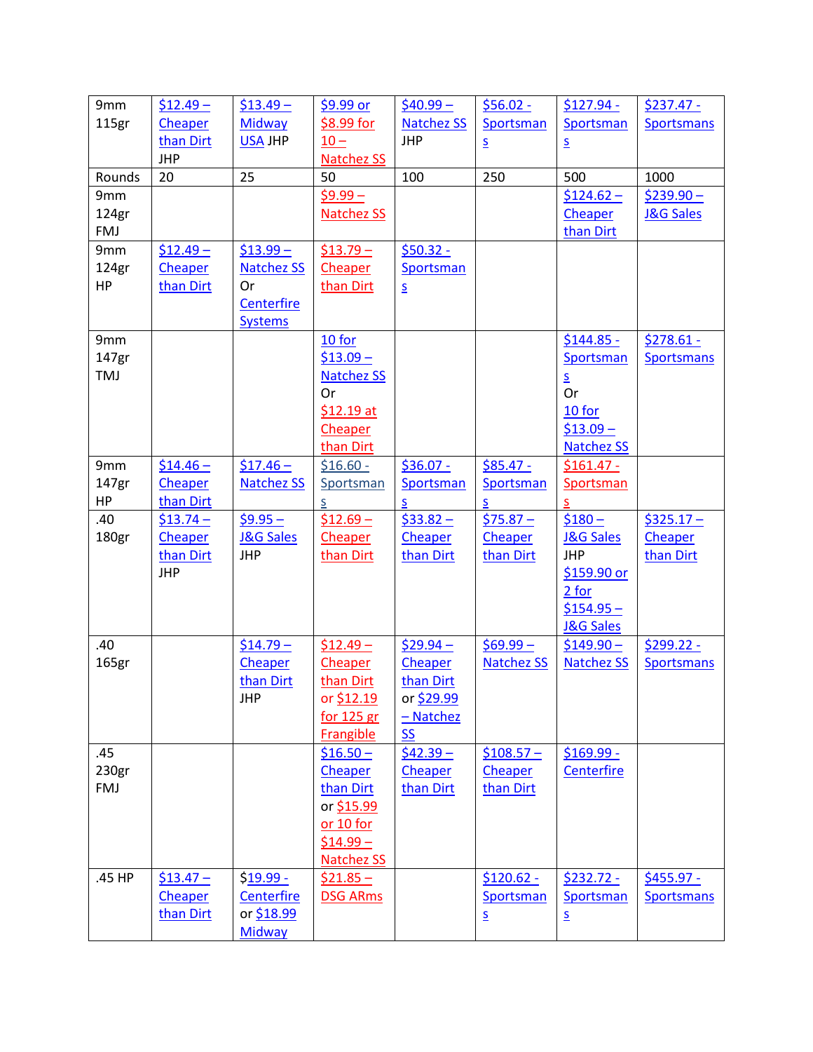| 9mm 115gr | $12.49 – Cheaper than Dirt JHP | $13.49 – Midway USA JHP | $9.99 or $8.99 for 10 – Natchez SS | $40.99 – Natchez SS JHP | $56.02 - Sportsmans | $127.94 - Sportsmans | $237.47 - Sportsmans |
|---|---|---|---|---|---|---|---|
| Rounds | 20 | 25 | 50 | 100 | 250 | 500 | 1000 |
| 9mm 124gr FMJ | | | $9.99 – Natchez SS | | | $124.62 – Cheaper than Dirt | $239.90 – J&G Sales |
| 9mm 124gr HP | $12.49 – Cheaper than Dirt | $13.99 – Natchez SS Or Centerfire Systems | $13.79 – Cheaper than Dirt | $50.32 - Sportsmans | | | |
| 9mm 147gr TMJ | | | 10 for $13.09 – Natchez SS Or $12.19 at Cheaper than Dirt | | | $144.85 - Sportsmans Or 10 for $13.09 – Natchez SS | $278.61 - Sportsmans |
| 9mm 147gr HP | $14.46 – Cheaper than Dirt | $17.46 – Natchez SS | $16.60 - Sportsmans | $36.07 - Sportsmans | $85.47 - Sportsmans | $161.47 - Sportsmans | |
| .40 180gr | $13.74 – Cheaper than Dirt JHP | $9.95 – J&G Sales JHP | $12.69 – Cheaper than Dirt | $33.82 – Cheaper than Dirt | $75.87 – Cheaper than Dirt | $180 – J&G Sales JHP $159.90 or 2 for $154.95 – J&G Sales | $325.17 – Cheaper than Dirt |
| .40 165gr | | $14.79 – Cheaper than Dirt JHP | $12.49 – Cheaper than Dirt or $12.19 for 125 gr Frangible | $29.94 – Cheaper than Dirt or $29.99 – Natchez SS | $69.99 – Natchez SS | $149.90 – Natchez SS | $299.22 - Sportsmans |
| .45 230gr FMJ | | | $16.50 – Cheaper than Dirt or $15.99 or 10 for $14.99 – Natchez SS | $42.39 – Cheaper than Dirt | $108.57 – Cheaper than Dirt | $169.99 - Centerfire | |
| .45 HP | $13.47 – Cheaper than Dirt | $19.99 - Centerfire or $18.99 Midway | $21.85 – DSG ARms | | $120.62 - Sportsmans | $232.72 - Sportsmans | $455.97 - Sportsmans |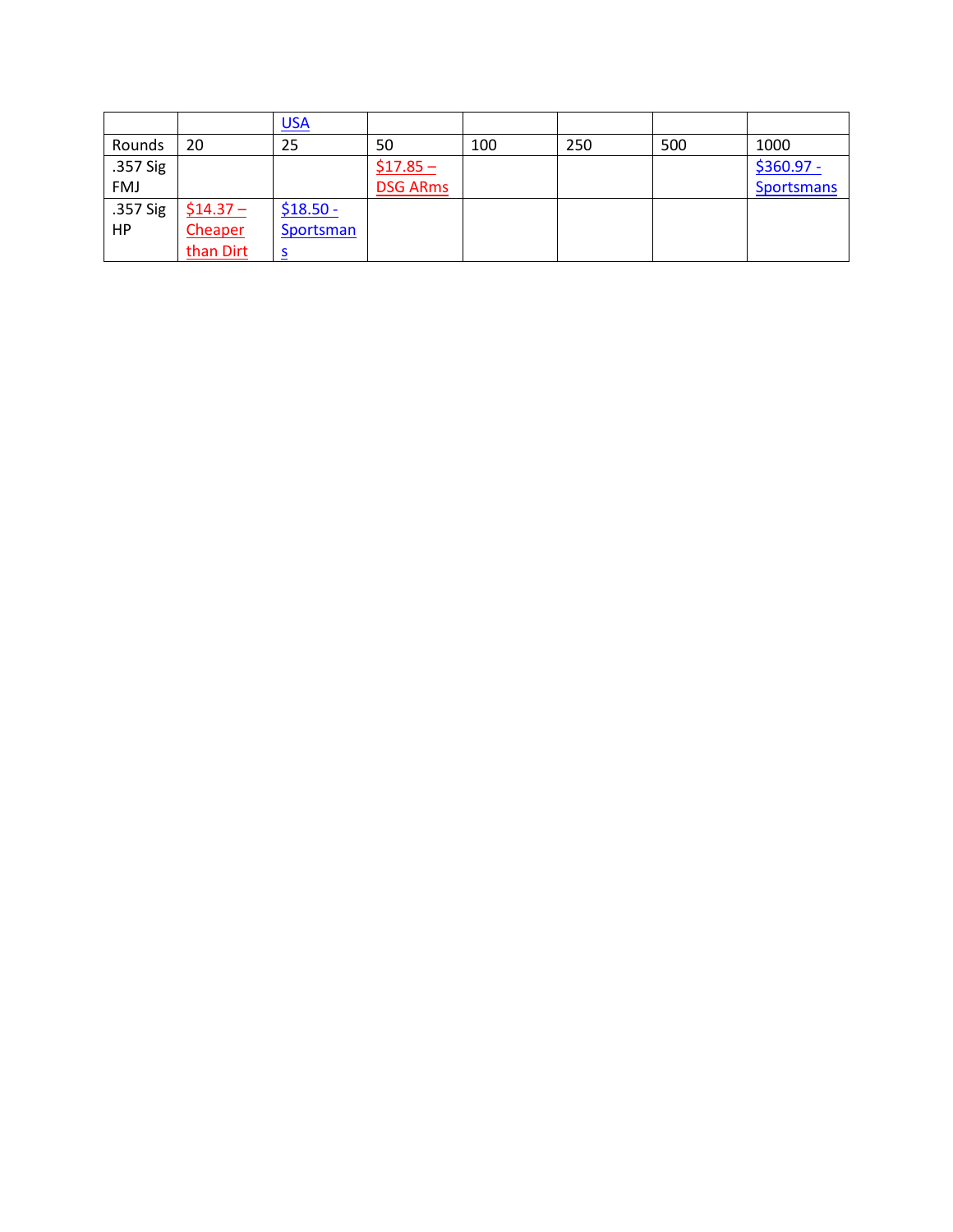| | | USA | | | | | |
|---|---|---|---|---|---|---|---|
| Rounds | 20 | 25 | 50 | 100 | 250 | 500 | 1000 |
| .357 Sig FMJ | | | $17.85 – DSG ARms | | | | $360.97 - Sportsmans |
| .357 Sig HP | $14.37 – Cheaper than Dirt | $18.50 - Sportsmans | | | | | |